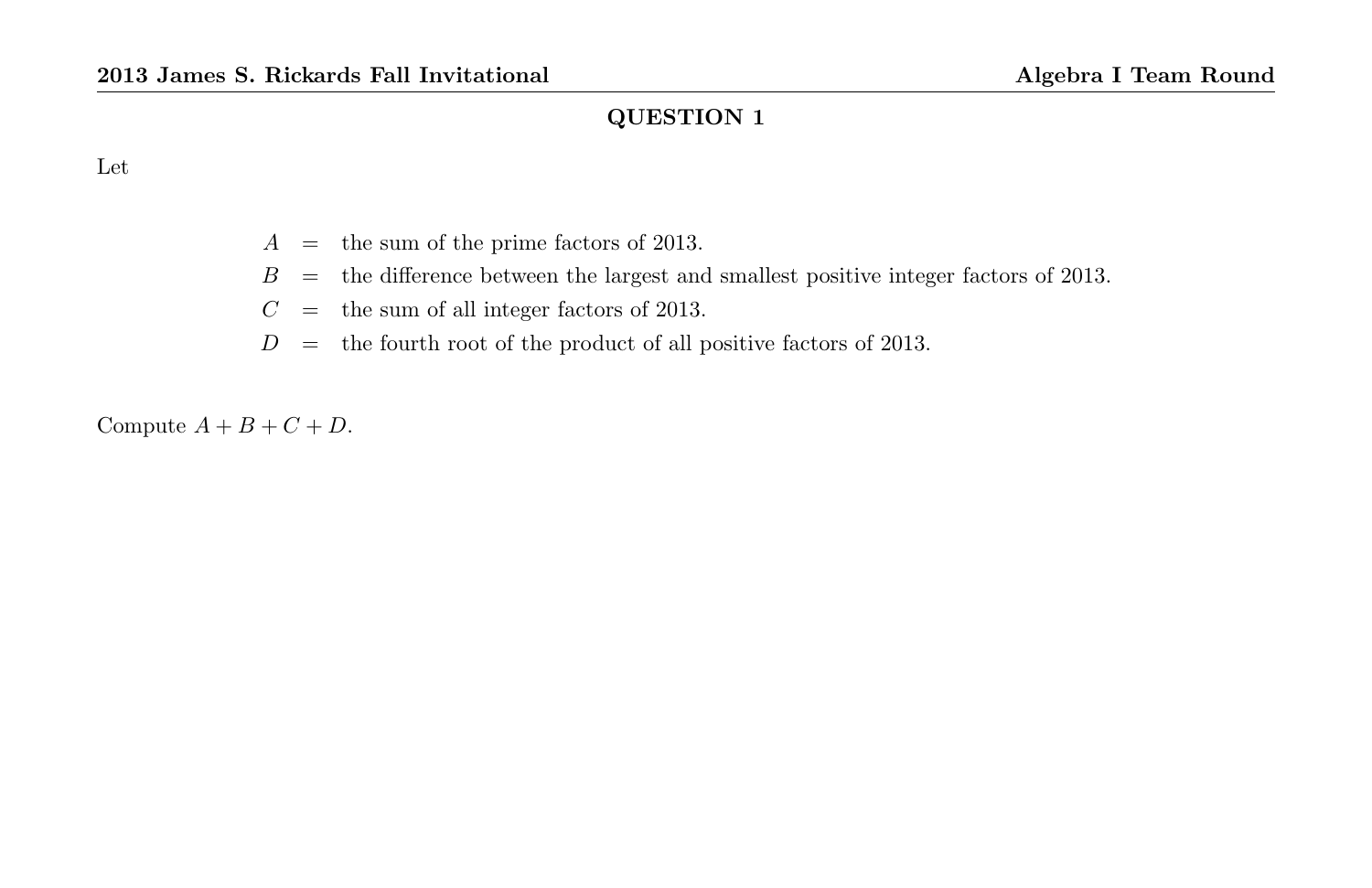## QUESTION 1

Let

$$
\begin{aligned}
A &= \text{the sum of the prime factors of 2013.} \\
B &= \text{the difference between the largest and smallest positive integer factors of 2013.} \\
C &= \text{the sum of all integer factors of 2013.} \\
D &= \text{the fourth root of the product of all positive factors of 2013.}
\end{aligned}
$$

Compute $A + B + C + D$.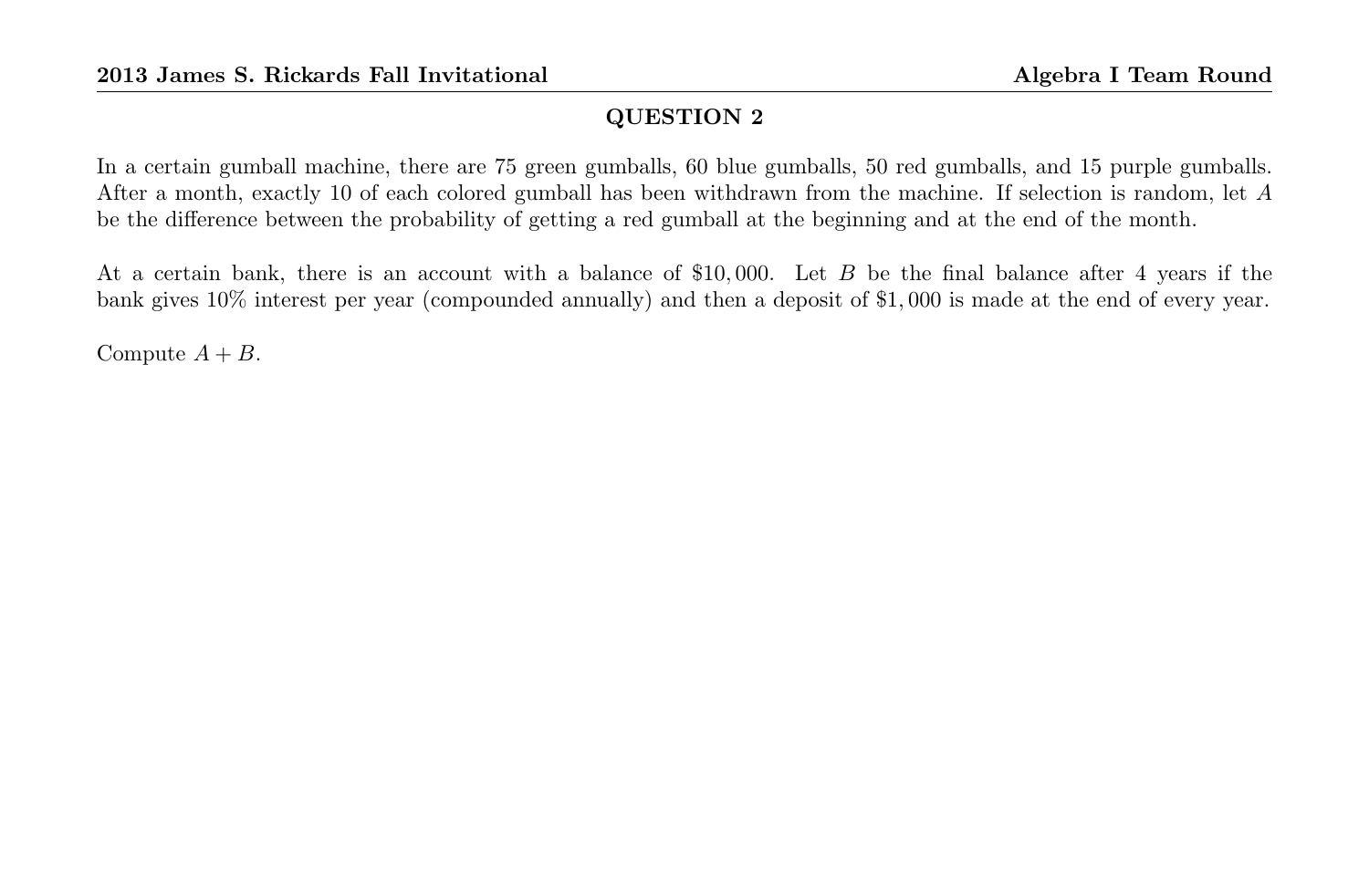## QUESTION 2

In a certain gumball machine, there are 75 green gumballs, 60 blue gumballs, 50 red gumballs, and 15 purple gumballs. After a month, exactly 10 of each colored gumball has been withdrawn from the machine. If selection is random, let $A$ be the difference between the probability of getting a red gumball at the beginning and at the end of the month.

At a certain bank, there is an account with a balance of \$10,000. Let $B$ be the final balance after 4 years if the bank gives 10% interest per year (compounded annually) and then a deposit of \$1,000 is made at the end of every year.

Compute $A + B$.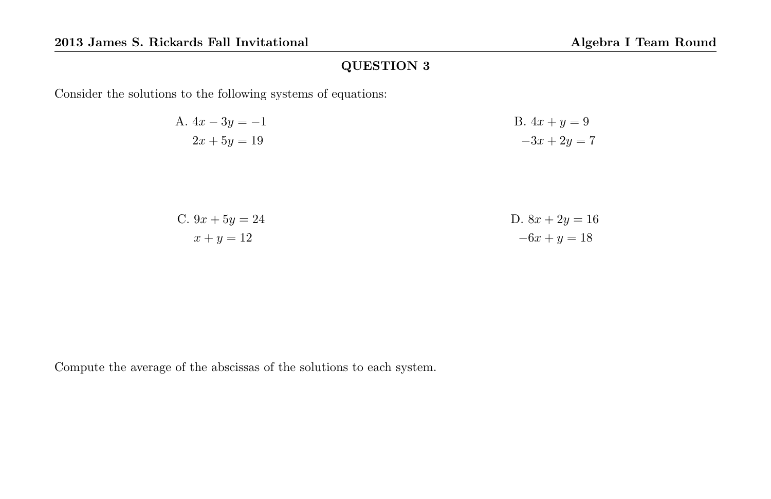## QUESTION 3

Consider the solutions to the following systems of equations:

A. $4x - 3y = -1$
$2x + 5y = 19$

B. $4x + y = 9$
$-3x + 2y = 7$

C. $9x + 5y = 24$
$x + y = 12$

D. $8x + 2y = 16$
$-6x + y = 18$

Compute the average of the abscissas of the solutions to each system.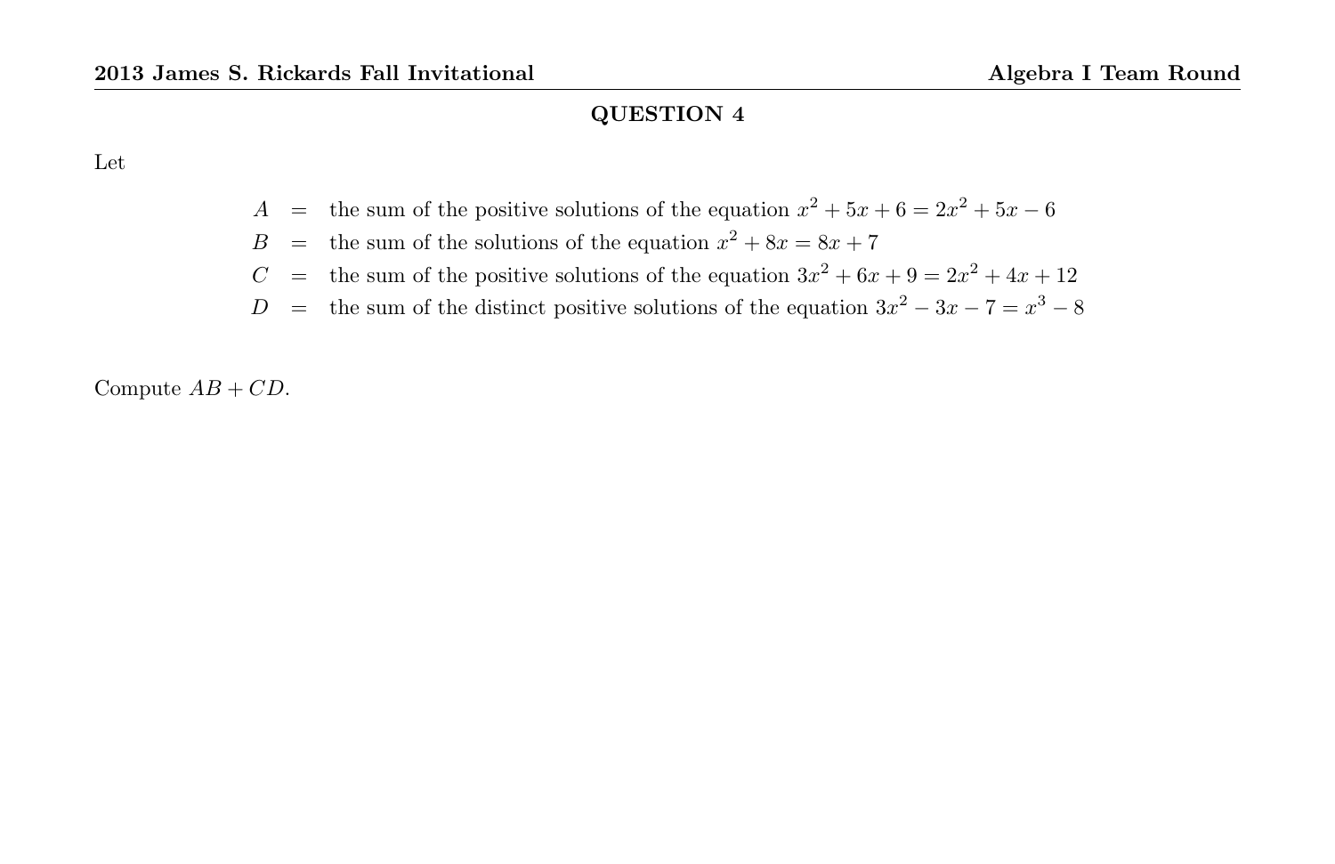## QUESTION 4

Let

$$
\begin{aligned}
A &= \text{the sum of the positive solutions of the equation } x^2 + 5x + 6 = 2x^2 + 5x - 6 \\
B &= \text{the sum of the solutions of the equation } x^2 + 8x = 8x + 7 \\
C &= \text{the sum of the positive solutions of the equation } 3x^2 + 6x + 9 = 2x^2 + 4x + 12 \\
D &= \text{the sum of the distinct positive solutions of the equation } 3x^2 - 3x - 7 = x^3 - 8
\end{aligned}
$$

Compute $AB + CD$.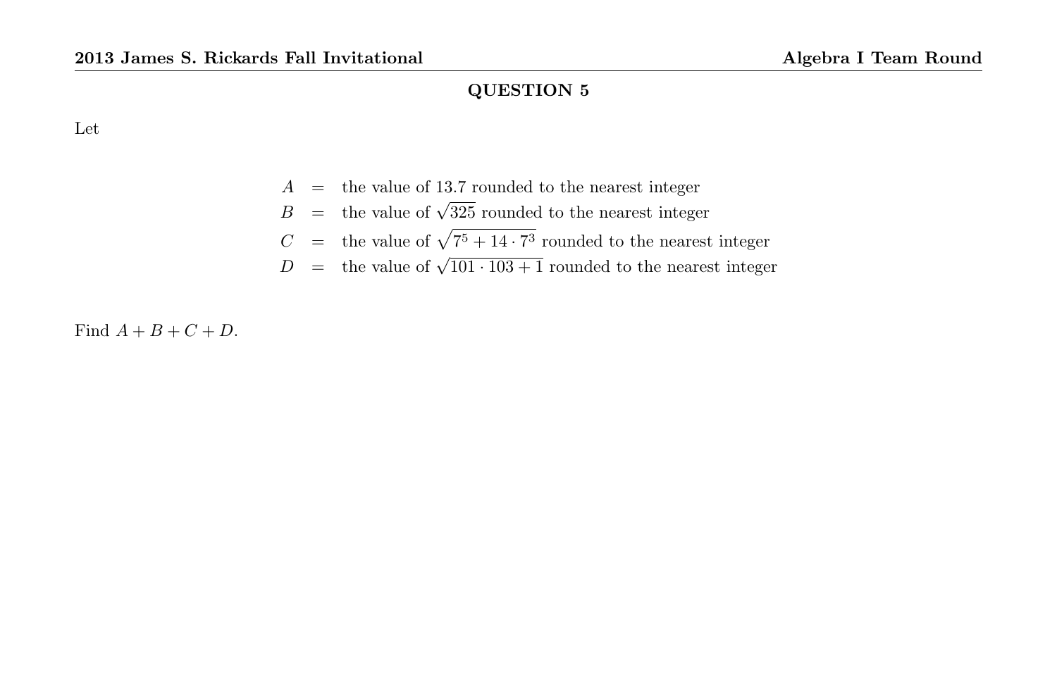## QUESTION 5

Let

$$
\begin{aligned}
A &= \text{the value of } 13.7 \text{ rounded to the nearest integer} \\
B &= \text{the value of } \sqrt{325} \text{ rounded to the nearest integer} \\
C &= \text{the value of } \sqrt{7^5 + 14 \cdot 7^3} \text{ rounded to the nearest integer} \\
D &= \text{the value of } \sqrt{101 \cdot 103 + 1} \text{ rounded to the nearest integer}
\end{aligned}
$$

Find $A + B + C + D$.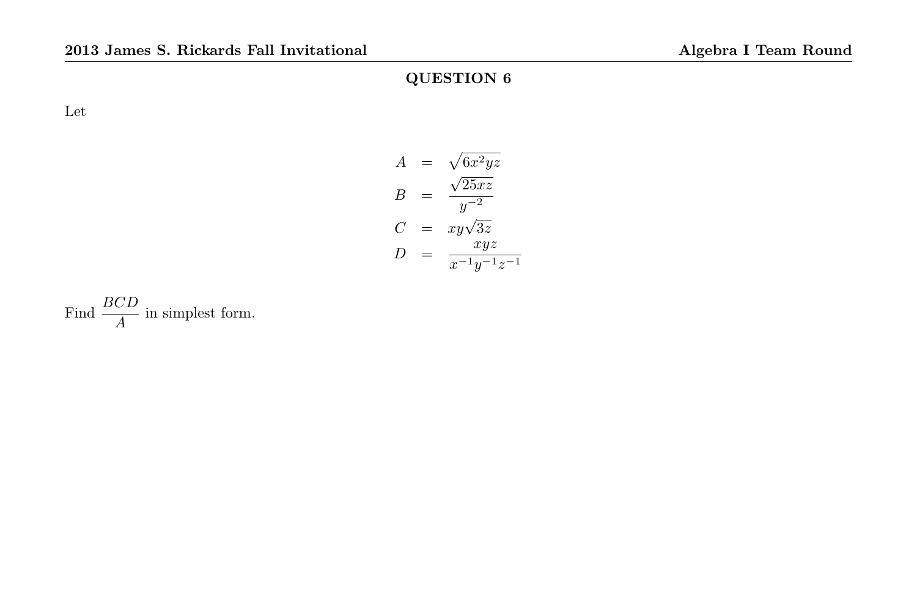## QUESTION 6

Let

$$
\begin{aligned}
A &= \sqrt{6x^2yz} \\
B &= \frac{\sqrt{25xz}}{y^{-2}} \\
C &= xy\sqrt{3z} \\
D &= \frac{xyz}{x^{-1}y^{-1}z^{-1}}
\end{aligned}
$$

Find $\dfrac{BCD}{A}$ in simplest form.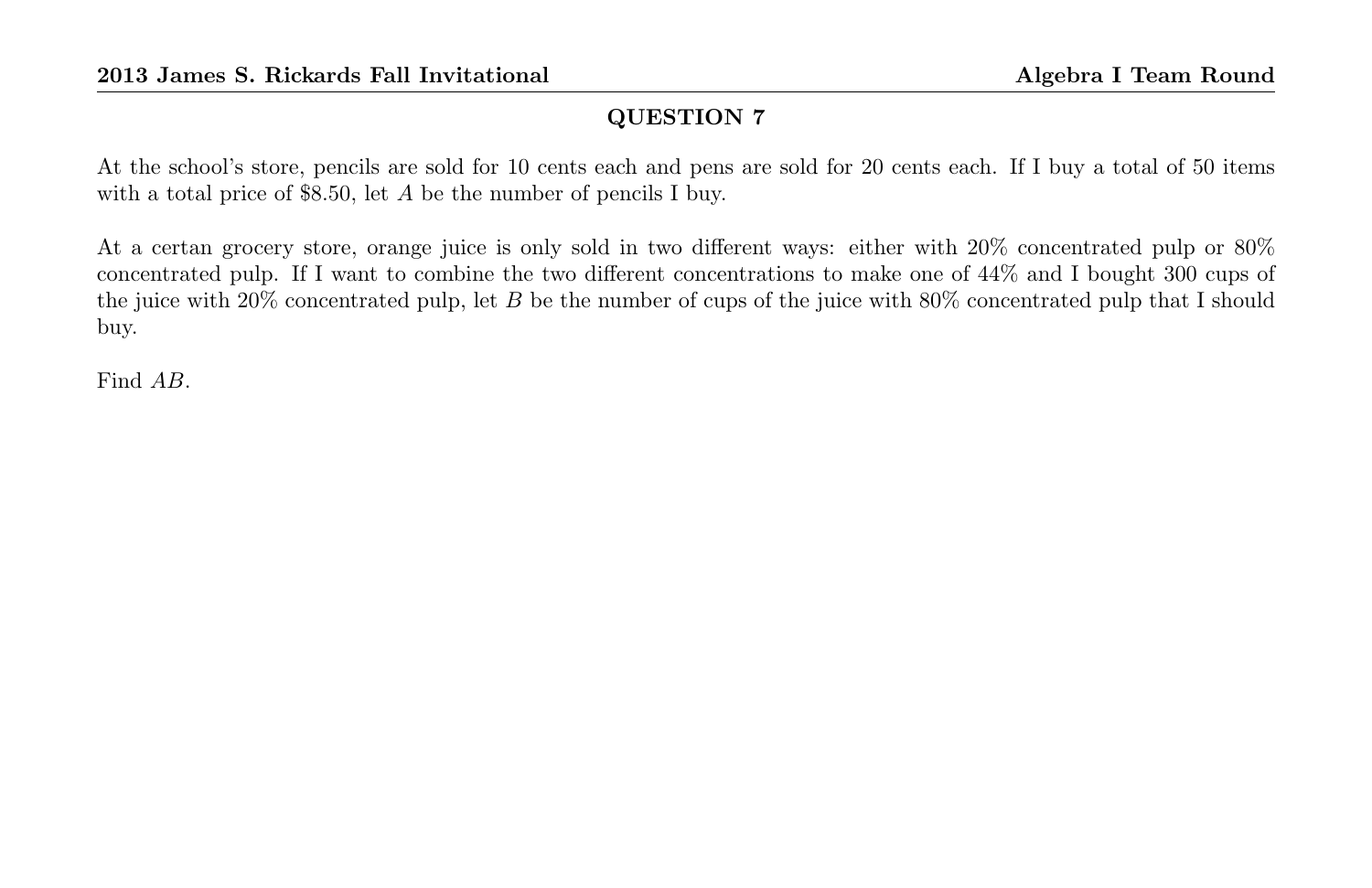## QUESTION 7

At the school's store, pencils are sold for 10 cents each and pens are sold for 20 cents each. If I buy a total of 50 items with a total price of $8.50, let $A$ be the number of pencils I buy.

At a certan grocery store, orange juice is only sold in two different ways: either with 20% concentrated pulp or 80% concentrated pulp. If I want to combine the two different concentrations to make one of 44% and I bought 300 cups of the juice with 20% concentrated pulp, let $B$ be the number of cups of the juice with 80% concentrated pulp that I should buy.

Find $AB$.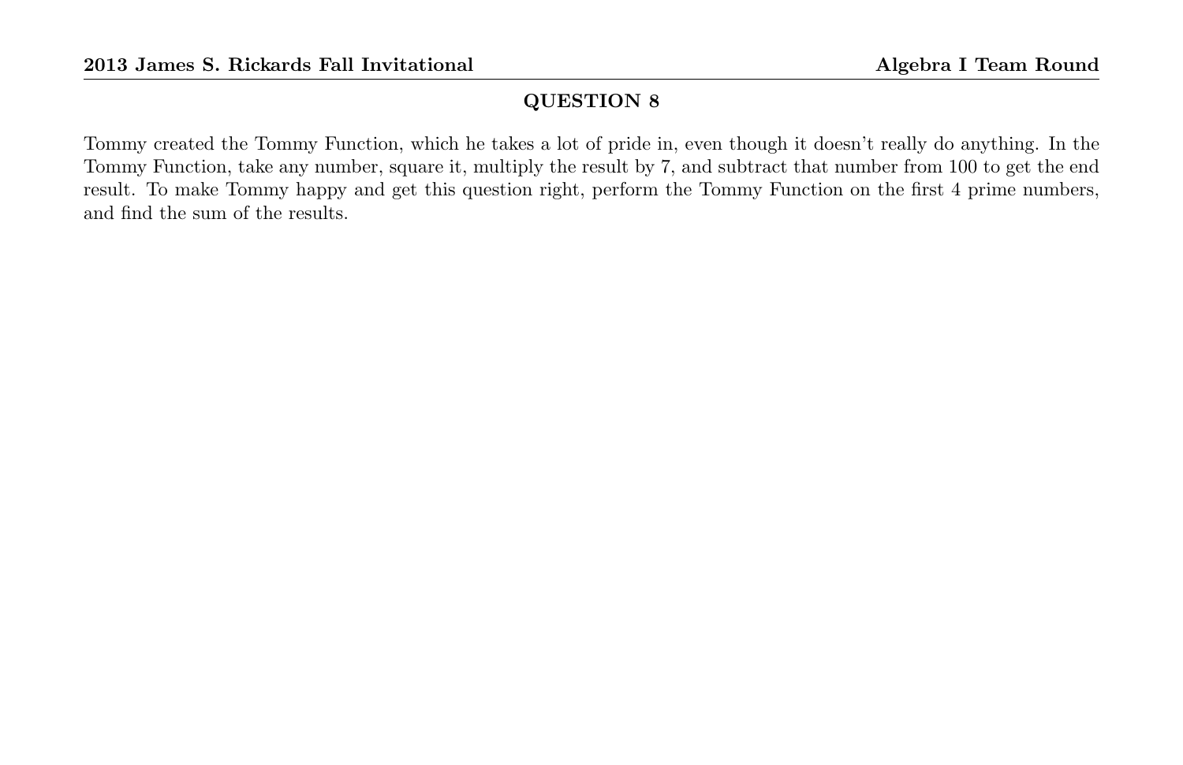## QUESTION 8

Tommy created the Tommy Function, which he takes a lot of pride in, even though it doesn't really do anything. In the Tommy Function, take any number, square it, multiply the result by 7, and subtract that number from 100 to get the end result. To make Tommy happy and get this question right, perform the Tommy Function on the first 4 prime numbers, and find the sum of the results.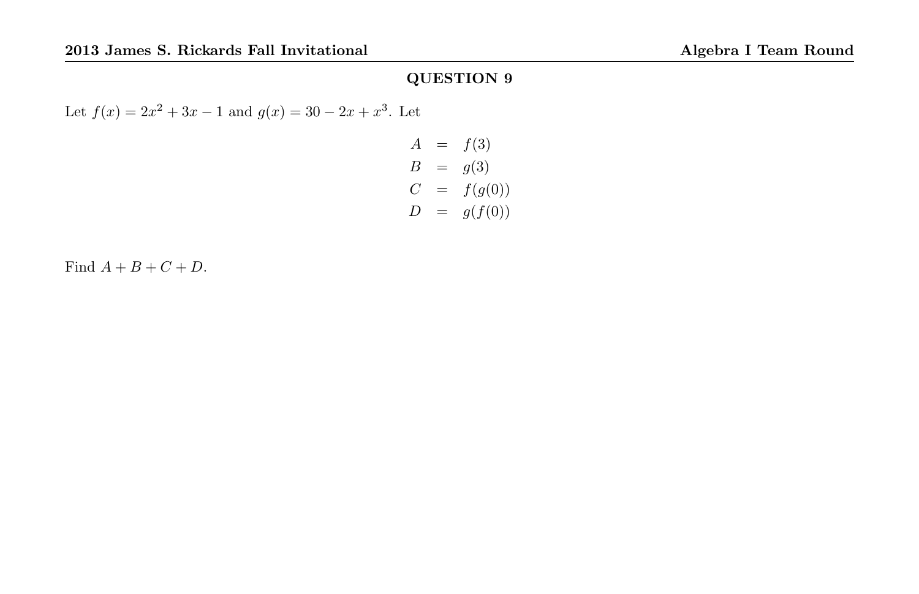## QUESTION 9

Let $f(x) = 2x^2 + 3x - 1$ and $g(x) = 30 - 2x + x^3$. Let

$$\begin{aligned} A &= f(3) \\ B &= g(3) \\ C &= f(g(0)) \\ D &= g(f(0)) \end{aligned}$$

Find $A + B + C + D$.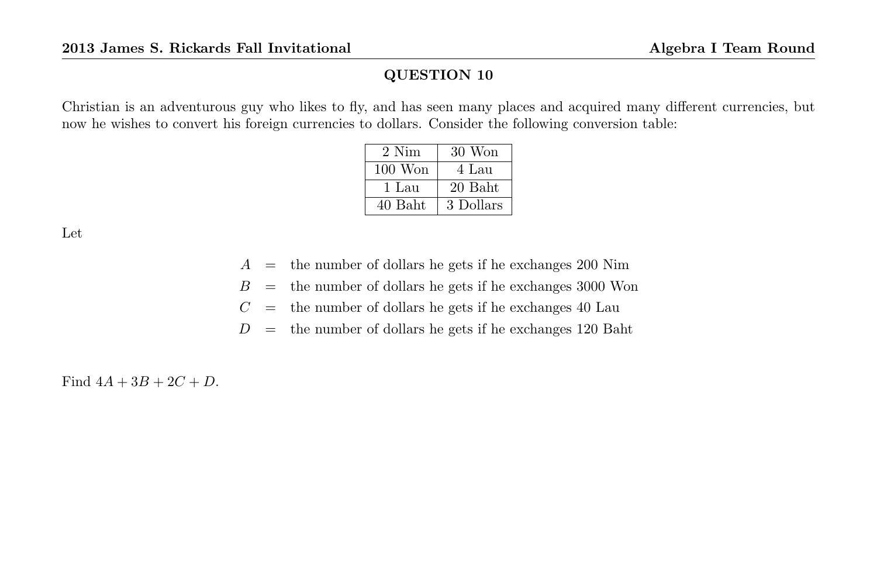## QUESTION 10

Christian is an adventurous guy who likes to fly, and has seen many places and acquired many different currencies, but now he wishes to convert his foreign currencies to dollars. Consider the following conversion table:

| | |
|---|---|
| 2 Nim | 30 Won |
| 100 Won | 4 Lau |
| 1 Lau | 20 Baht |
| 40 Baht | 3 Dollars |

Let

$$
\begin{aligned}
A &= \text{the number of dollars he gets if he exchanges 200 Nim} \\
B &= \text{the number of dollars he gets if he exchanges 3000 Won} \\
C &= \text{the number of dollars he gets if he exchanges 40 Lau} \\
D &= \text{the number of dollars he gets if he exchanges 120 Baht}
\end{aligned}
$$

Find $4A + 3B + 2C + D$.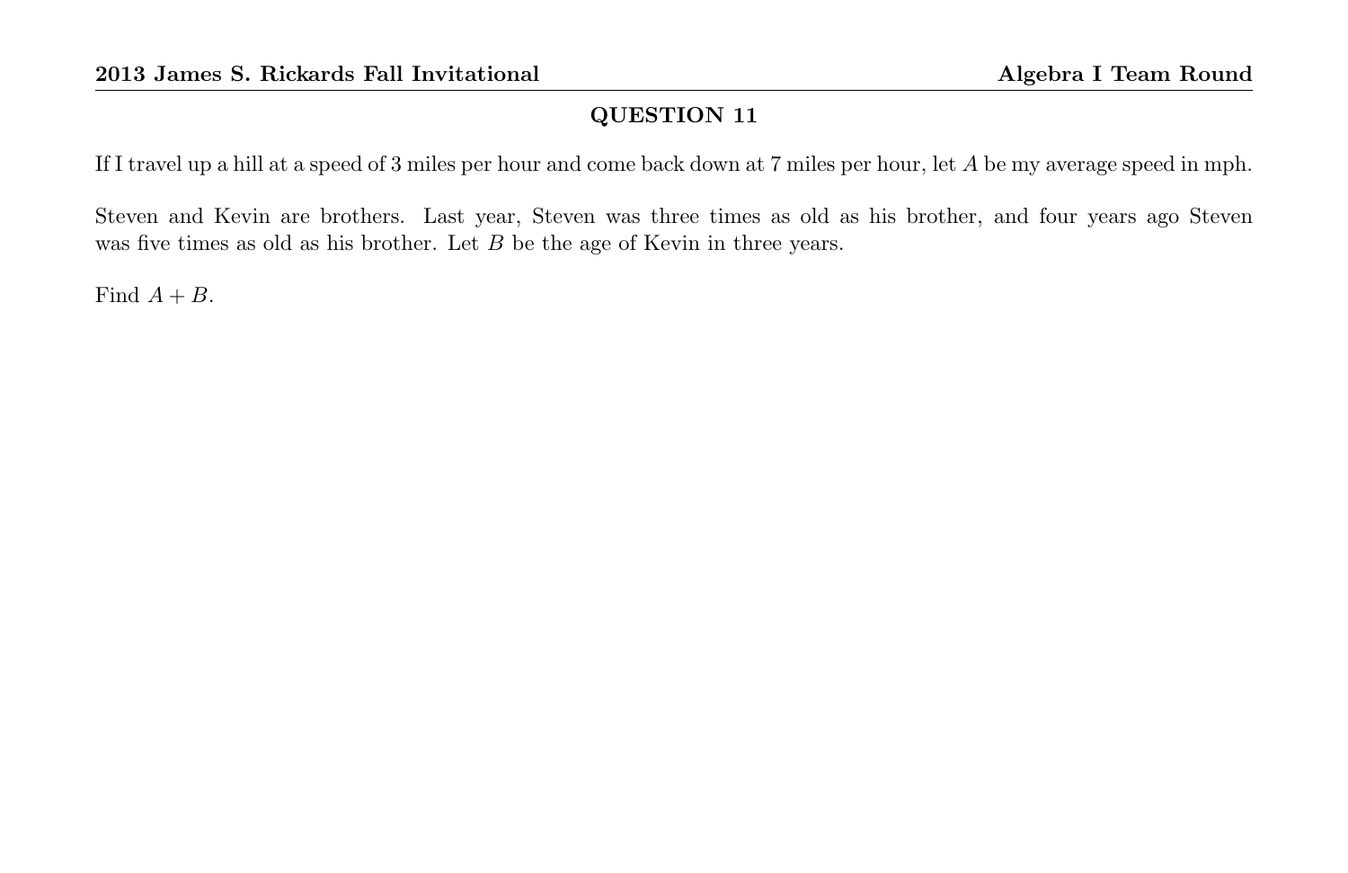## QUESTION 11

If I travel up a hill at a speed of 3 miles per hour and come back down at 7 miles per hour, let $A$ be my average speed in mph.

Steven and Kevin are brothers. Last year, Steven was three times as old as his brother, and four years ago Steven was five times as old as his brother. Let $B$ be the age of Kevin in three years.

Find $A + B$.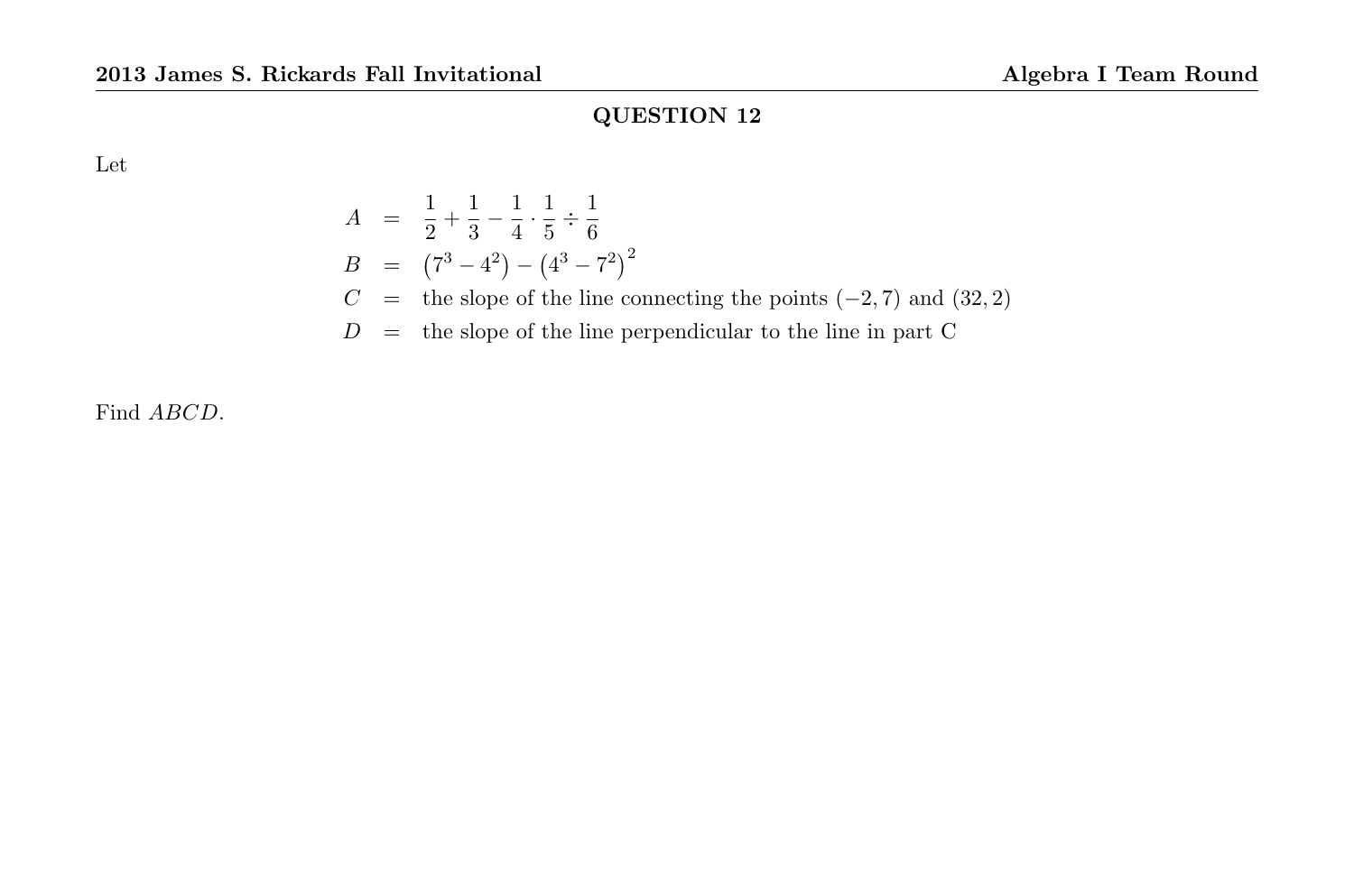## QUESTION 12

Let

$$
\begin{aligned}
A &= \frac{1}{2} + \frac{1}{3} - \frac{1}{4} \cdot \frac{1}{5} \div \frac{1}{6} \\
B &= \left(7^3 - 4^2\right) - \left(4^3 - 7^2\right)^2 \\
C &= \text{the slope of the line connecting the points } (-2, 7) \text{ and } (32, 2) \\
D &= \text{the slope of the line perpendicular to the line in part C}
\end{aligned}
$$

Find $ABCD$.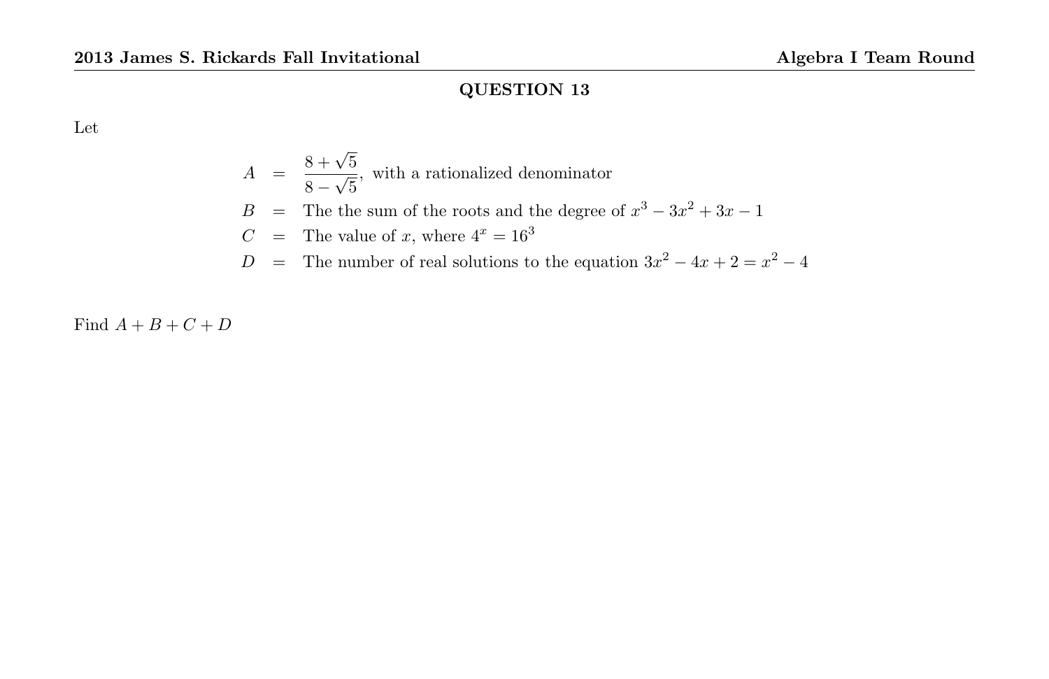## QUESTION 13

Let

$$A = \frac{8+\sqrt{5}}{8-\sqrt{5}}, \text{ with a rationalized denominator}$$

$B$ = The the sum of the roots and the degree of $x^3 - 3x^2 + 3x - 1$

$C$ = The value of $x$, where $4^x = 16^3$

$D$ = The number of real solutions to the equation $3x^2 - 4x + 2 = x^2 - 4$

Find $A + B + C + D$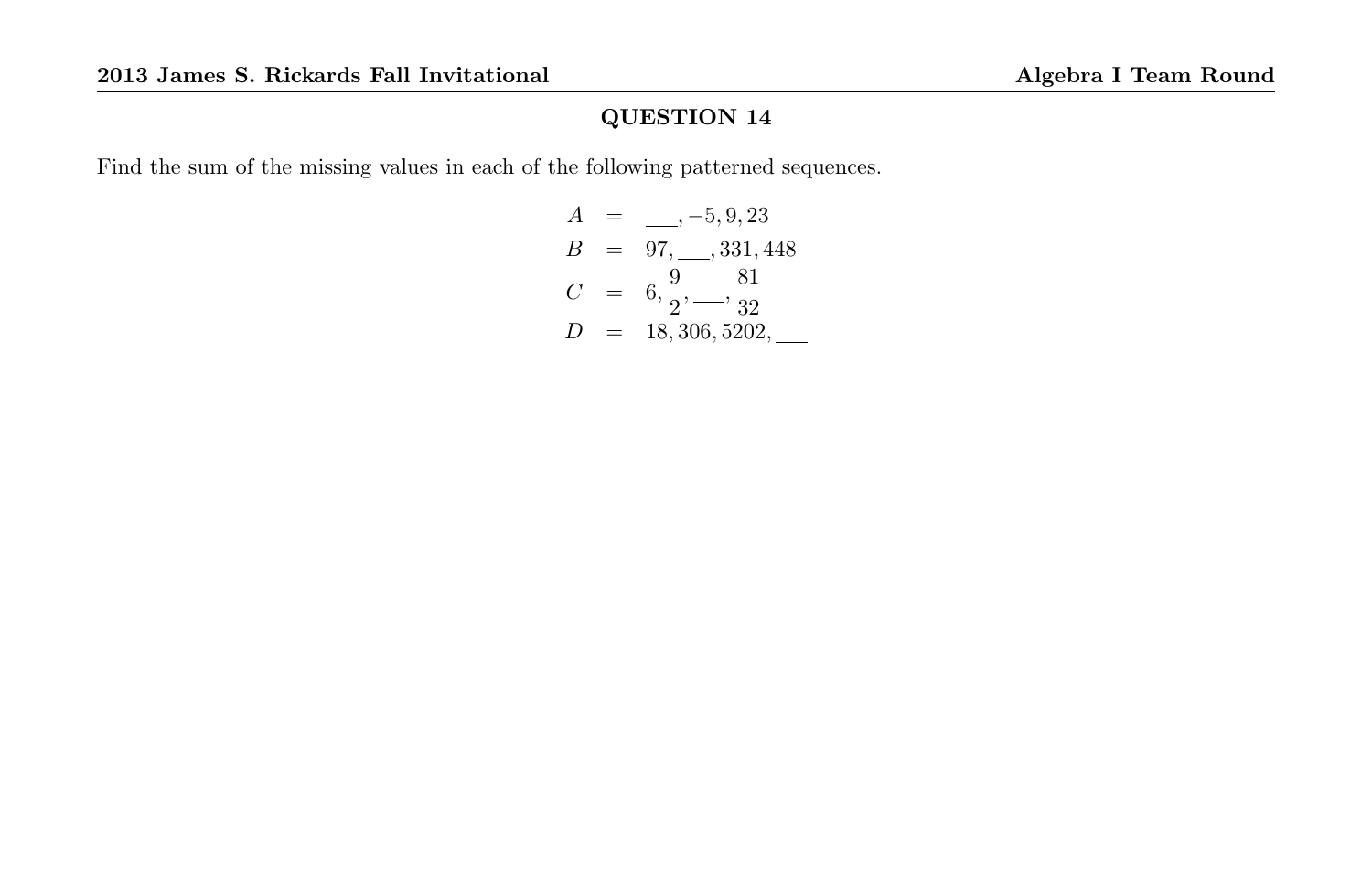## QUESTION 14

Find the sum of the missing values in each of the following patterned sequences.

$$
\begin{aligned}
A &= \_\_\_, -5, 9, 23 \\
B &= 97, \_\_\_, 331, 448 \\
C &= 6, \frac{9}{2}, \_\_\_, \frac{81}{32} \\
D &= 18, 306, 5202, \_\_\_
\end{aligned}
$$